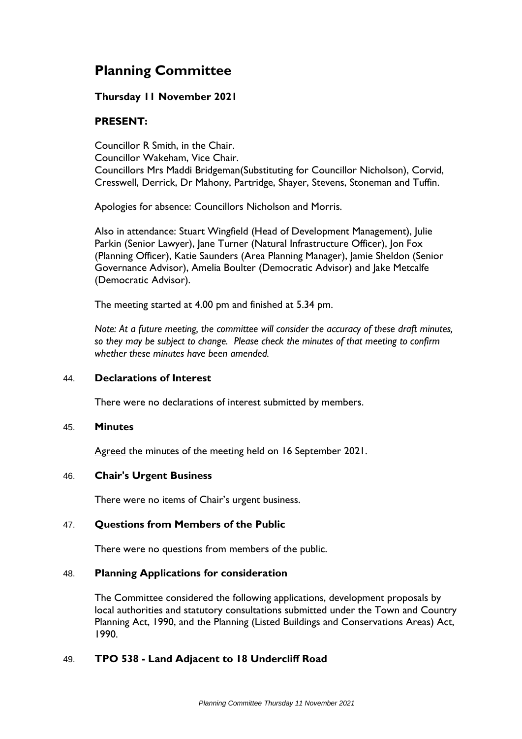# Planning Committee

## Thursday 11 November 2021

### PRESENT:

Councillor R Smith, in the Chair.
Councillor Wakeham, Vice Chair.
Councillors Mrs Maddi Bridgeman(Substituting for Councillor Nicholson), Corvid, Cresswell, Derrick, Dr Mahony, Partridge, Shayer, Stevens, Stoneman and Tuffin.

Apologies for absence: Councillors Nicholson and Morris.

Also in attendance: Stuart Wingfield (Head of Development Management), Julie Parkin (Senior Lawyer), Jane Turner (Natural Infrastructure Officer), Jon Fox (Planning Officer), Katie Saunders (Area Planning Manager), Jamie Sheldon (Senior Governance Advisor), Amelia Boulter (Democratic Advisor) and Jake Metcalfe (Democratic Advisor).

The meeting started at 4.00 pm and finished at 5.34 pm.

*Note: At a future meeting, the committee will consider the accuracy of these draft minutes, so they may be subject to change. Please check the minutes of that meeting to confirm whether these minutes have been amended.*

### 44. Declarations of Interest

There were no declarations of interest submitted by members.

### 45. Minutes

Agreed the minutes of the meeting held on 16 September 2021.

### 46. Chair's Urgent Business

There were no items of Chair's urgent business.

### 47. Questions from Members of the Public

There were no questions from members of the public.

### 48. Planning Applications for consideration

The Committee considered the following applications, development proposals by local authorities and statutory consultations submitted under the Town and Country Planning Act, 1990, and the Planning (Listed Buildings and Conservations Areas) Act, 1990.

### 49. TPO 538 - Land Adjacent to 18 Undercliff Road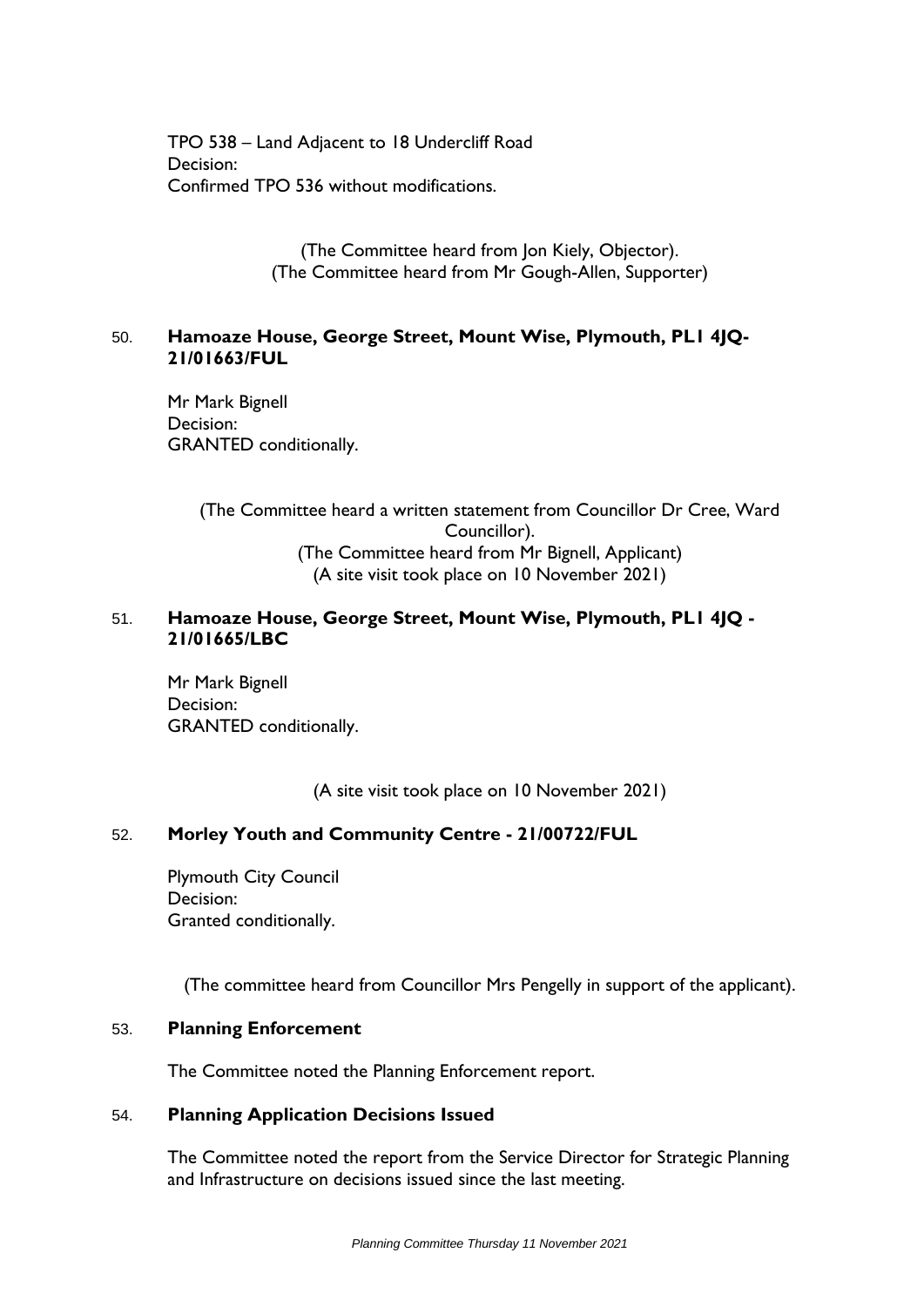TPO 538 – Land Adjacent to 18 Undercliff Road
Decision:
Confirmed TPO 536 without modifications.

(The Committee heard from Jon Kiely, Objector).
(The Committee heard from Mr Gough-Allen, Supporter)

## 50. Hamoaze House, George Street, Mount Wise, Plymouth, PL1 4JQ- 21/01663/FUL

Mr Mark Bignell
Decision:
GRANTED conditionally.

(The Committee heard a written statement from Councillor Dr Cree, Ward Councillor).
(The Committee heard from Mr Bignell, Applicant)
(A site visit took place on 10 November 2021)

## 51. Hamoaze House, George Street, Mount Wise, Plymouth, PL1 4JQ - 21/01665/LBC

Mr Mark Bignell
Decision:
GRANTED conditionally.

(A site visit took place on 10 November 2021)

## 52. Morley Youth and Community Centre - 21/00722/FUL

Plymouth City Council
Decision:
Granted conditionally.

(The committee heard from Councillor Mrs Pengelly in support of the applicant).

## 53. Planning Enforcement

The Committee noted the Planning Enforcement report.

## 54. Planning Application Decisions Issued

The Committee noted the report from the Service Director for Strategic Planning and Infrastructure on decisions issued since the last meeting.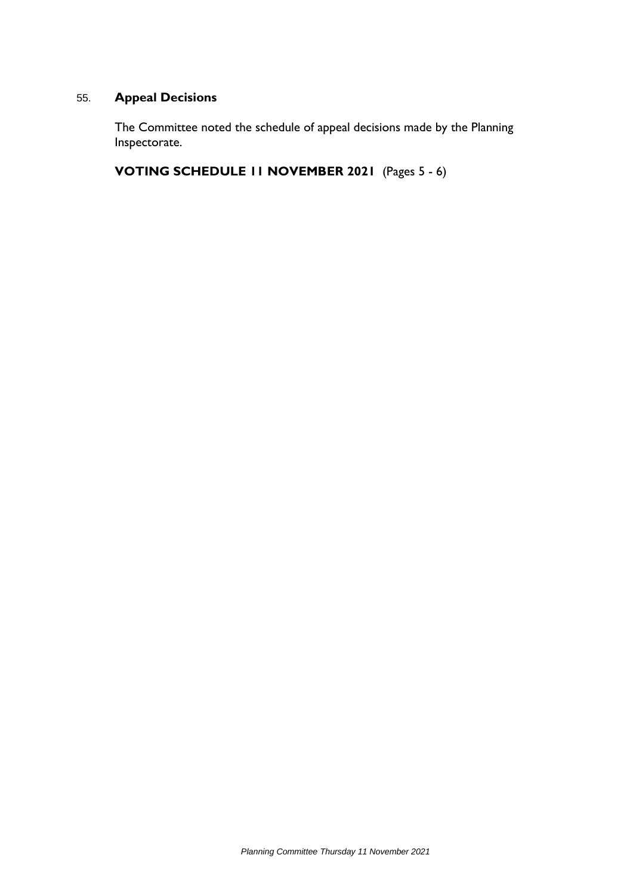55. **Appeal Decisions**

The Committee noted the schedule of appeal decisions made by the Planning Inspectorate.

**VOTING SCHEDULE 11 NOVEMBER 2021** (Pages 5 - 6)